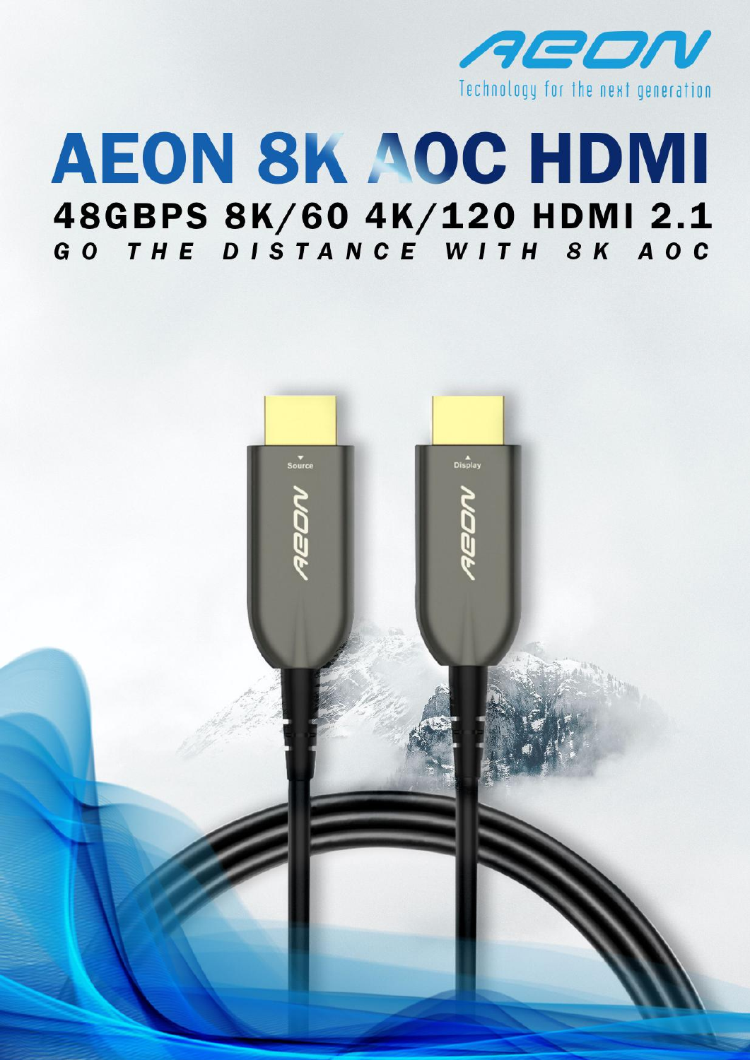AEON

Technology for the next generation

# AEON 8K AOC HDMI

## 48GBPS 8K/60 4K/120 HDMI 2.1

*GO THE DISTANCE WITH 8K AOC*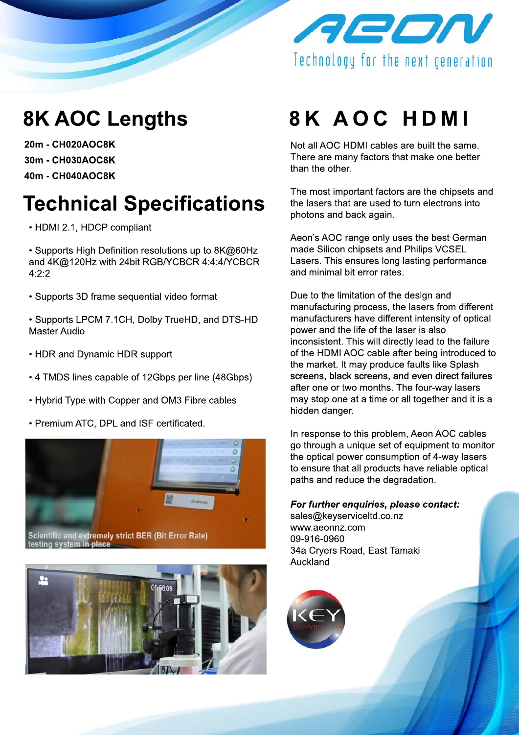# 8K AOC Lengths

**20m - CH020AOC8K**
**30m - CH030AOC8K**
**40m - CH040AOC8K**

# Technical Specifications

- HDMI 2.1, HDCP compliant
- Supports High Definition resolutions up to 8K@60Hz and 4K@120Hz with 24bit RGB/YCBCR 4:4:4/YCBCR 4:2:2
- Supports 3D frame sequential video format
- Supports LPCM 7.1CH, Dolby TrueHD, and DTS-HD Master Audio
- HDR and Dynamic HDR support
- 4 TMDS lines capable of 12Gbps per line (48Gbps)
- Hybrid Type with Copper and OM3 Fibre cables
- Premium ATC, DPL and ISF certificated.

Scientific and extremely strict BER (Bit Error Rate) testing system in place

# 8K AOC HDMI

Not all AOC HDMI cables are built the same. There are many factors that make one better than the other.

The most important factors are the chipsets and the lasers that are used to turn electrons into photons and back again.

Aeon's AOC range only uses the best German made Silicon chipsets and Philips VCSEL Lasers. This ensures long lasting performance and minimal bit error rates.

Due to the limitation of the design and manufacturing process, the lasers from different manufacturers have different intensity of optical power and the life of the laser is also inconsistent. This will directly lead to the failure of the HDMI AOC cable after being introduced to the market. It may produce faults like Splash screens, black screens, and even direct failures after one or two months. The four-way lasers may stop one at a time or all together and it is a hidden danger.

In response to this problem, Aeon AOC cables go through a unique set of equipment to monitor the optical power consumption of 4-way lasers to ensure that all products have reliable optical paths and reduce the degradation.

***For further enquiries, please contact:***
sales@keyserviceltd.co.nz
www.aeonnz.com
09-916-0960
34a Cryers Road, East Tamaki
Auckland